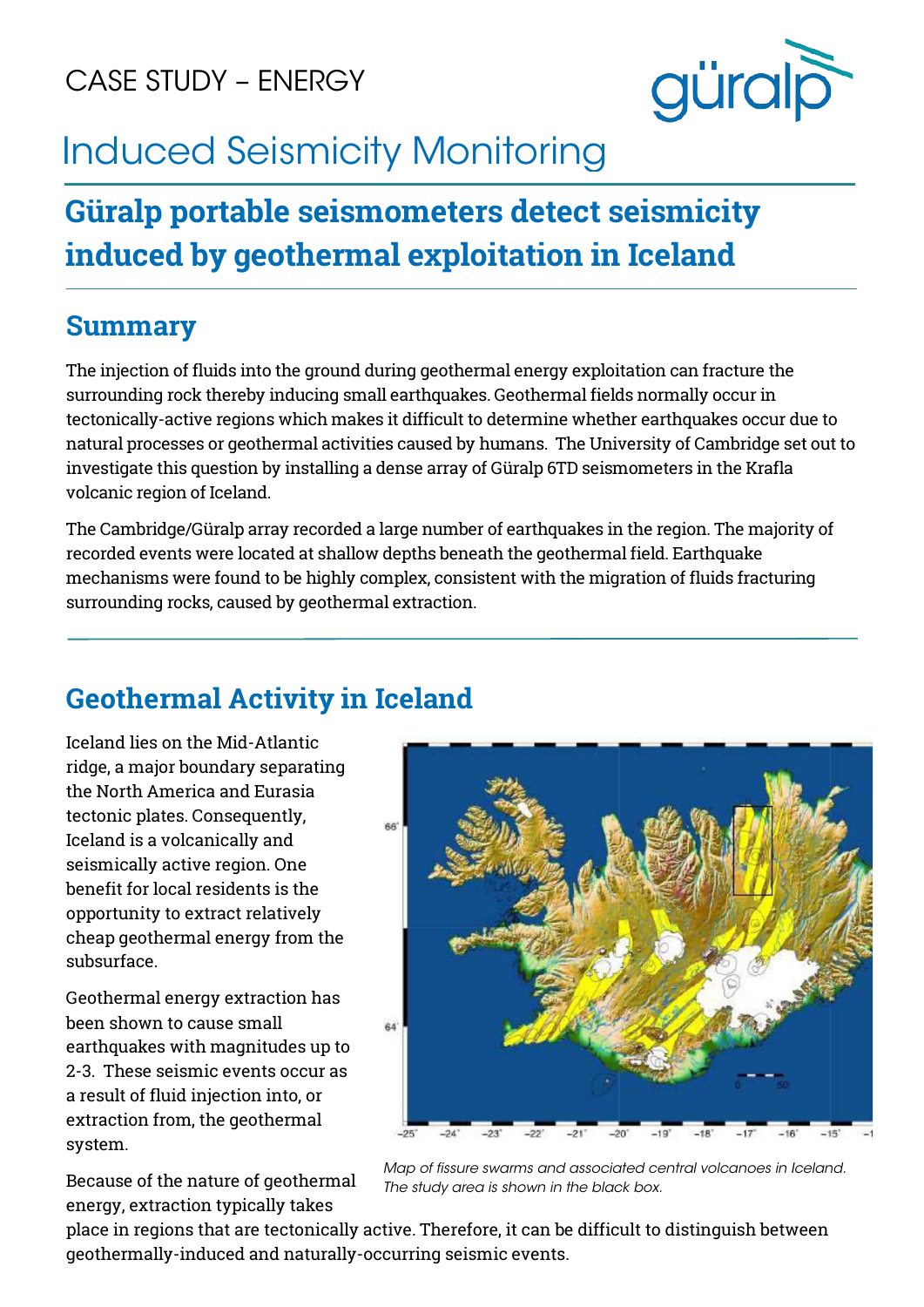CASE STUDY – ENERGY

# Induced Seismicity Monitoring

## Güralp portable seismometers detect seismicity induced by geothermal exploitation in Iceland

## Summary

The injection of fluids into the ground during geothermal energy exploitation can fracture the surrounding rock thereby inducing small earthquakes. Geothermal fields normally occur in tectonically-active regions which makes it difficult to determine whether earthquakes occur due to natural processes or geothermal activities caused by humans. The University of Cambridge set out to investigate this question by installing a dense array of Güralp 6TD seismometers in the Krafla volcanic region of Iceland.

The Cambridge/Güralp array recorded a large number of earthquakes in the region. The majority of recorded events were located at shallow depths beneath the geothermal field. Earthquake mechanisms were found to be highly complex, consistent with the migration of fluids fracturing surrounding rocks, caused by geothermal extraction.

## Geothermal Activity in Iceland

Iceland lies on the Mid-Atlantic ridge, a major boundary separating the North America and Eurasia tectonic plates. Consequently, Iceland is a volcanically and seismically active region. One benefit for local residents is the opportunity to extract relatively cheap geothermal energy from the subsurface.

Geothermal energy extraction has been shown to cause small earthquakes with magnitudes up to 2-3. These seismic events occur as a result of fluid injection into, or extraction from, the geothermal system.

*Map of fissure swarms and associated central volcanoes in Iceland. The study area is shown in the black box.*

Because of the nature of geothermal energy, extraction typically takes place in regions that are tectonically active. Therefore, it can be difficult to distinguish between geothermally-induced and naturally-occurring seismic events.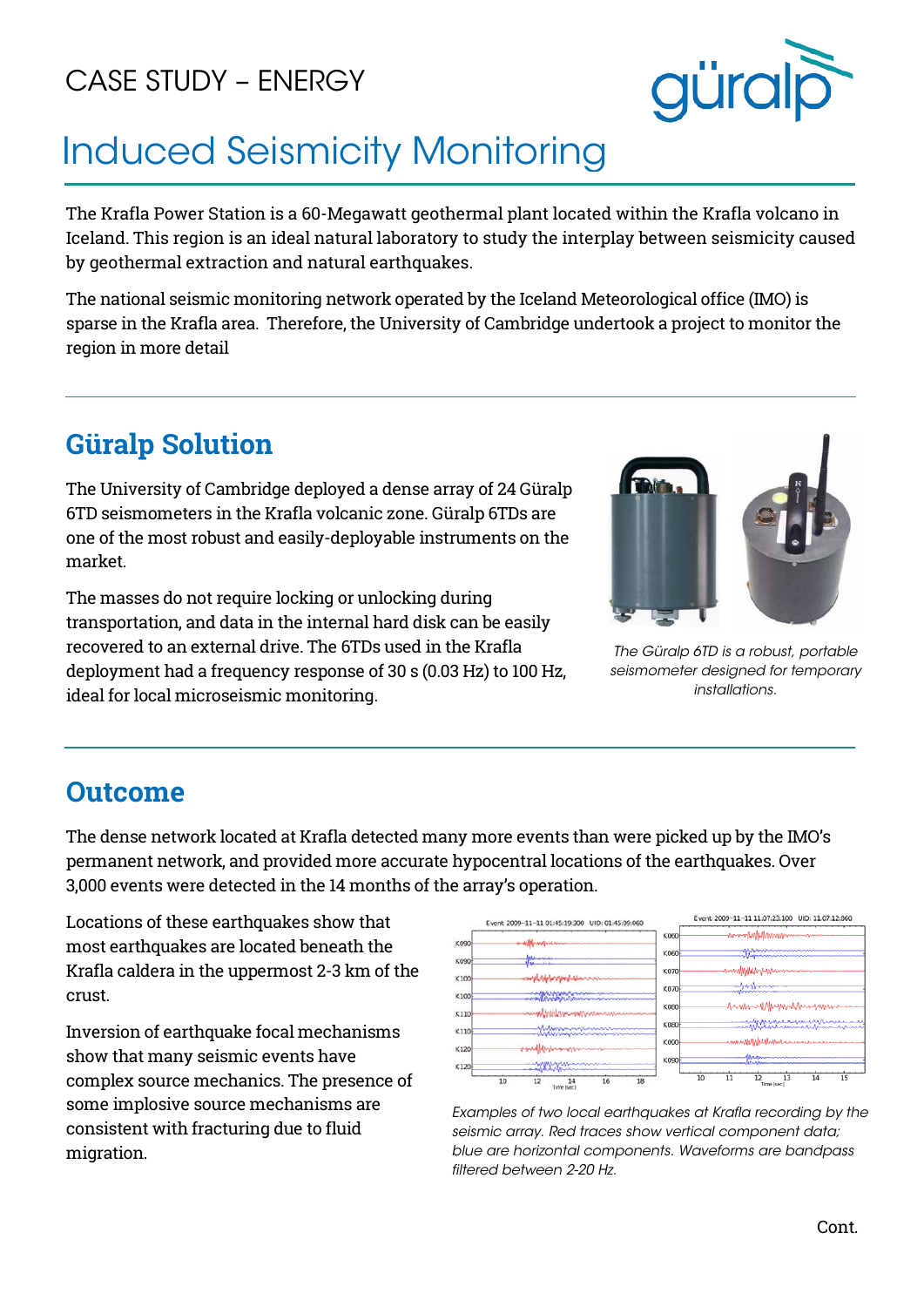CASE STUDY – ENERGY

# Induced Seismicity Monitoring

The Krafla Power Station is a 60-Megawatt geothermal plant located within the Krafla volcano in Iceland. This region is an ideal natural laboratory to study the interplay between seismicity caused by geothermal extraction and natural earthquakes.

The national seismic monitoring network operated by the Iceland Meteorological office (IMO) is sparse in the Krafla area. Therefore, the University of Cambridge undertook a project to monitor the region in more detail

## Güralp Solution

The University of Cambridge deployed a dense array of 24 Güralp 6TD seismometers in the Krafla volcanic zone. Güralp 6TDs are one of the most robust and easily-deployable instruments on the market.

The masses do not require locking or unlocking during transportation, and data in the internal hard disk can be easily recovered to an external drive. The 6TDs used in the Krafla deployment had a frequency response of 30 s (0.03 Hz) to 100 Hz, ideal for local microseismic monitoring.

*The Güralp 6TD is a robust, portable seismometer designed for temporary installations.*

## Outcome

The dense network located at Krafla detected many more events than were picked up by the IMO's permanent network, and provided more accurate hypocentral locations of the earthquakes. Over 3,000 events were detected in the 14 months of the array's operation.

Locations of these earthquakes show that most earthquakes are located beneath the Krafla caldera in the uppermost 2-3 km of the crust.

Inversion of earthquake focal mechanisms show that many seismic events have complex source mechanics. The presence of some implosive source mechanisms are consistent with fracturing due to fluid migration.

*Examples of two local earthquakes at Krafla recording by the seismic array. Red traces show vertical component data; blue are horizontal components. Waveforms are bandpass filtered between 2-20 Hz.*

Cont.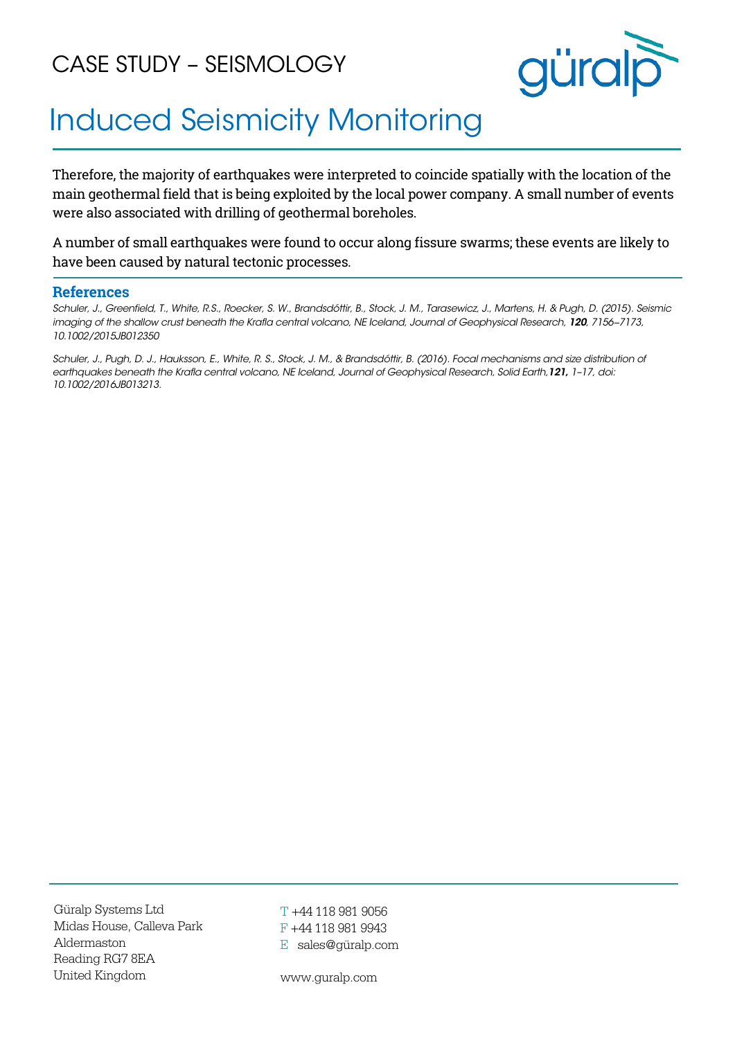# CASE STUDY – SEISMOLOGY

## Induced Seismicity Monitoring

Therefore, the majority of earthquakes were interpreted to coincide spatially with the location of the main geothermal field that is being exploited by the local power company. A small number of events were also associated with drilling of geothermal boreholes.

A number of small earthquakes were found to occur along fissure swarms; these events are likely to have been caused by natural tectonic processes.

### References

*Schuler, J., Greenfield, T., White, R.S., Roecker, S. W., Brandsdóttir, B., Stock, J. M., Tarasewicz, J., Martens, H. & Pugh, D. (2015). Seismic imaging of the shallow crust beneath the Krafla central volcano, NE Iceland, Journal of Geophysical Research,* ***120****, 7156–7173, 10.1002/2015JB012350*

*Schuler, J., Pugh, D. J., Hauksson, E., White, R. S., Stock, J. M., & Brandsdóttir, B. (2016). Focal mechanisms and size distribution of earthquakes beneath the Krafla central volcano, NE Iceland, Journal of Geophysical Research, Solid Earth,* ***121,*** *1–17, doi: 10.1002/2016JB013213.*

Güralp Systems Ltd
Midas House, Calleva Park
Aldermaston
Reading RG7 8EA
United Kingdom

T +44 118 981 9056
F +44 118 981 9943
E sales@güralp.com

www.guralp.com